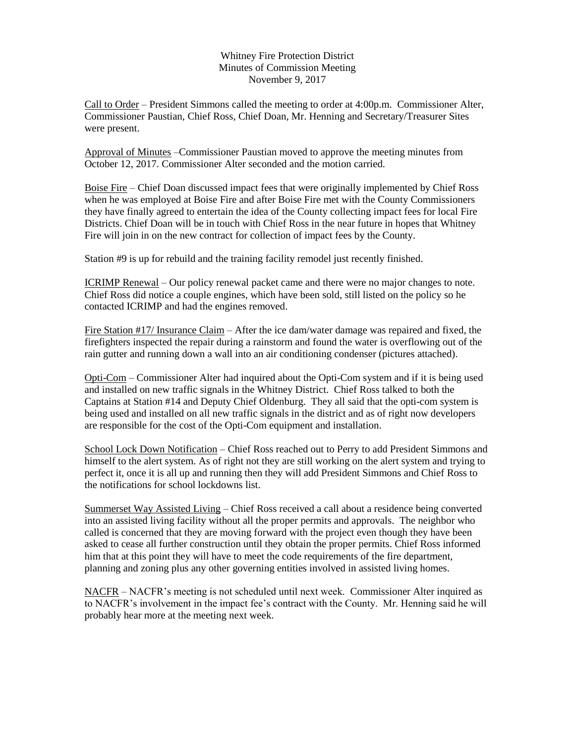Whitney Fire Protection District
Minutes of Commission Meeting
November 9, 2017

Call to Order – President Simmons called the meeting to order at 4:00p.m. Commissioner Alter, Commissioner Paustian, Chief Ross, Chief Doan, Mr. Henning and Secretary/Treasurer Sites were present.

Approval of Minutes –Commissioner Paustian moved to approve the meeting minutes from October 12, 2017. Commissioner Alter seconded and the motion carried.

Boise Fire – Chief Doan discussed impact fees that were originally implemented by Chief Ross when he was employed at Boise Fire and after Boise Fire met with the County Commissioners they have finally agreed to entertain the idea of the County collecting impact fees for local Fire Districts. Chief Doan will be in touch with Chief Ross in the near future in hopes that Whitney Fire will join in on the new contract for collection of impact fees by the County.

Station #9 is up for rebuild and the training facility remodel just recently finished.

ICRIMP Renewal – Our policy renewal packet came and there were no major changes to note. Chief Ross did notice a couple engines, which have been sold, still listed on the policy so he contacted ICRIMP and had the engines removed.

Fire Station #17/ Insurance Claim – After the ice dam/water damage was repaired and fixed, the firefighters inspected the repair during a rainstorm and found the water is overflowing out of the rain gutter and running down a wall into an air conditioning condenser (pictures attached).

Opti-Com – Commissioner Alter had inquired about the Opti-Com system and if it is being used and installed on new traffic signals in the Whitney District. Chief Ross talked to both the Captains at Station #14 and Deputy Chief Oldenburg. They all said that the opti-com system is being used and installed on all new traffic signals in the district and as of right now developers are responsible for the cost of the Opti-Com equipment and installation.

School Lock Down Notification – Chief Ross reached out to Perry to add President Simmons and himself to the alert system. As of right not they are still working on the alert system and trying to perfect it, once it is all up and running then they will add President Simmons and Chief Ross to the notifications for school lockdowns list.

Summerset Way Assisted Living – Chief Ross received a call about a residence being converted into an assisted living facility without all the proper permits and approvals. The neighbor who called is concerned that they are moving forward with the project even though they have been asked to cease all further construction until they obtain the proper permits. Chief Ross informed him that at this point they will have to meet the code requirements of the fire department, planning and zoning plus any other governing entities involved in assisted living homes.

NACFR – NACFR's meeting is not scheduled until next week. Commissioner Alter inquired as to NACFR's involvement in the impact fee's contract with the County. Mr. Henning said he will probably hear more at the meeting next week.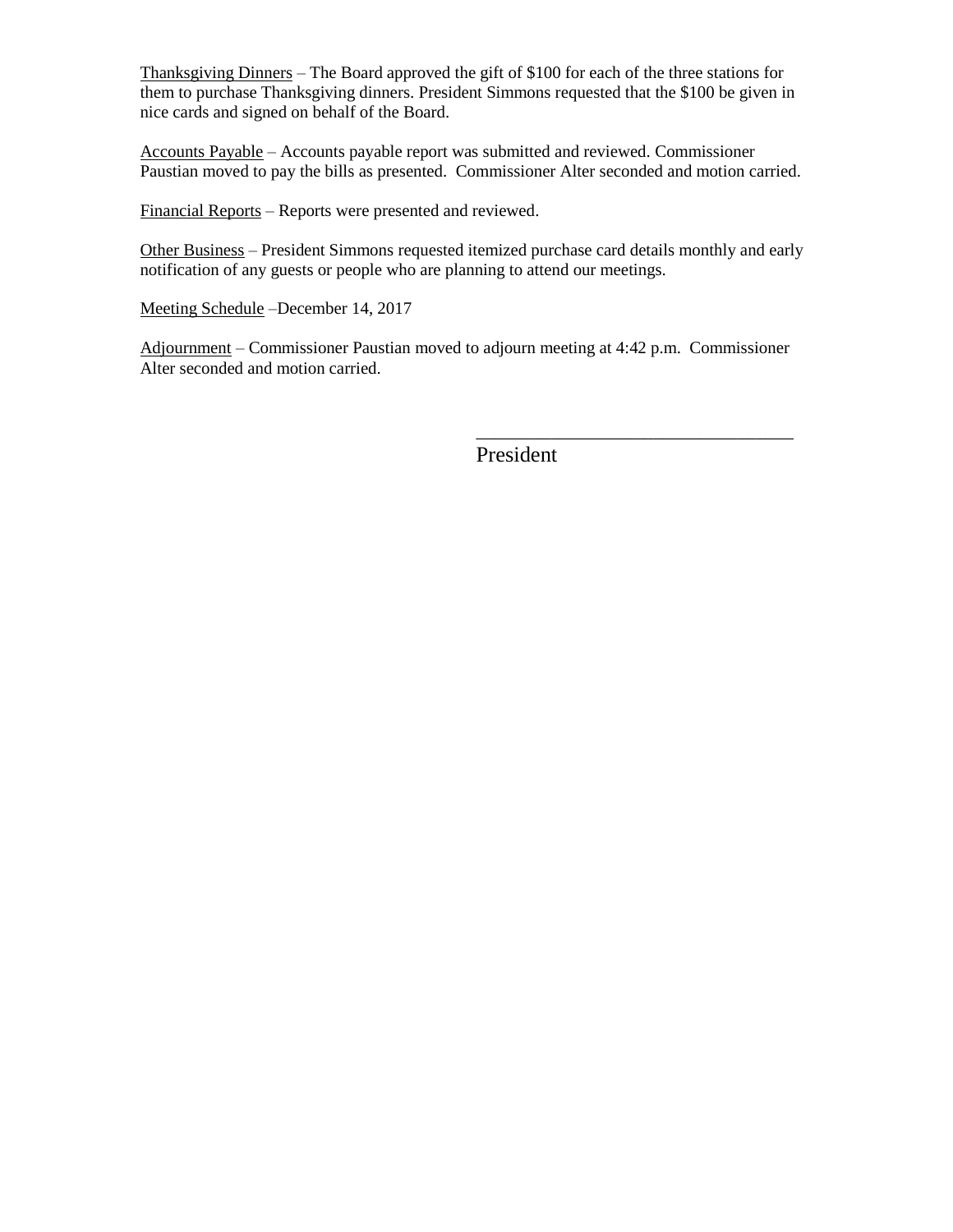<u>Thanksgiving Dinners</u> – The Board approved the gift of $100 for each of the three stations for them to purchase Thanksgiving dinners. President Simmons requested that the $100 be given in nice cards and signed on behalf of the Board.

<u>Accounts Payable</u> – Accounts payable report was submitted and reviewed. Commissioner Paustian moved to pay the bills as presented. Commissioner Alter seconded and motion carried.

<u>Financial Reports</u> – Reports were presented and reviewed.

<u>Other Business</u> – President Simmons requested itemized purchase card details monthly and early notification of any guests or people who are planning to attend our meetings.

<u>Meeting Schedule</u> –December 14, 2017

<u>Adjournment</u> – Commissioner Paustian moved to adjourn meeting at 4:42 p.m. Commissioner Alter seconded and motion carried.

\_\_\_\_\_\_\_\_\_\_\_\_\_\_\_\_\_\_\_\_\_\_\_\_\_\_\_\_\_\_\_\_\_\_

President